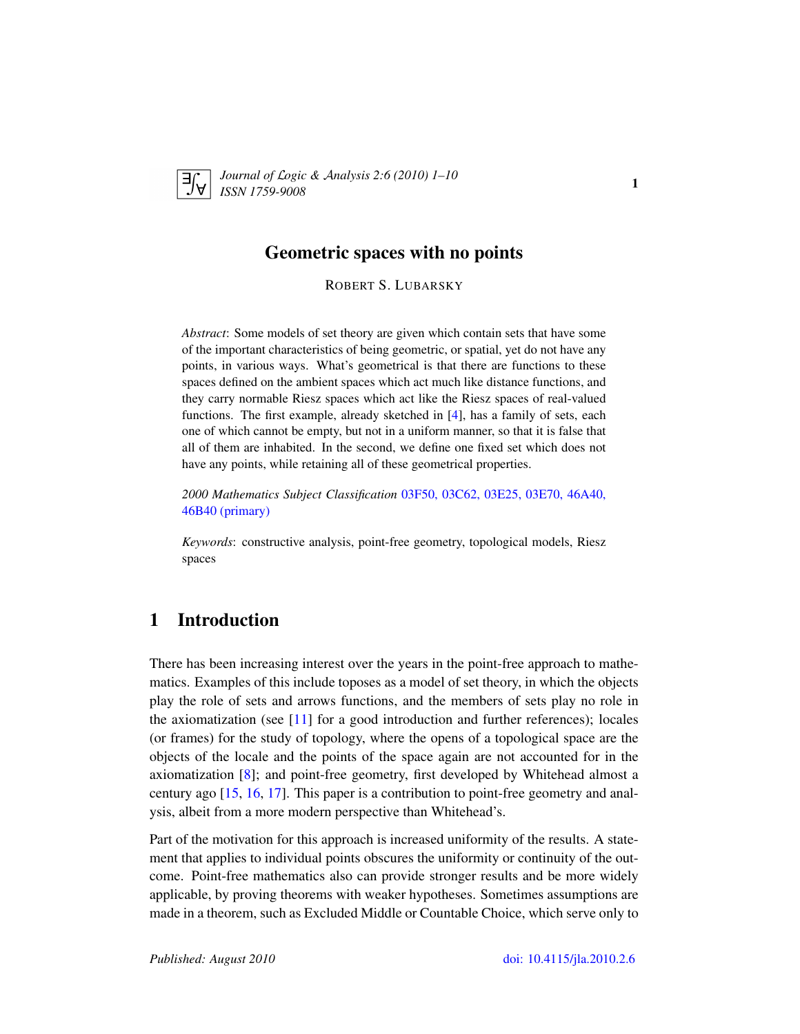# Geometric spaces with no points

ROBERT S. LUBARSKY

*Abstract*: Some models of set theory are given which contain sets that have some of the important characteristics of being geometric, or spatial, yet do not have any points, in various ways. What's geometrical is that there are functions to these spaces defined on the ambient spaces which act much like distance functions, and they carry normable Riesz spaces which act like the Riesz spaces of real-valued functions. The first example, already sketched in [4], has a family of sets, each one of which cannot be empty, but not in a uniform manner, so that it is false that all of them are inhabited. In the second, we define one fixed set which does not have any points, while retaining all of these geometrical properties.

*2000 Mathematics Subject Classification* 03F50, 03C62, 03E25, 03E70, 46A40, 46B40 (primary)

*Keywords*: constructive analysis, point-free geometry, topological models, Riesz spaces

## 1 Introduction

There has been increasing interest over the years in the point-free approach to mathematics. Examples of this include toposes as a model of set theory, in which the objects play the role of sets and arrows functions, and the members of sets play no role in the axiomatization (see [11] for a good introduction and further references); locales (or frames) for the study of topology, where the opens of a topological space are the objects of the locale and the points of the space again are not accounted for in the axiomatization [8]; and point-free geometry, first developed by Whitehead almost a century ago [15, 16, 17]. This paper is a contribution to point-free geometry and analysis, albeit from a more modern perspective than Whitehead's.

Part of the motivation for this approach is increased uniformity of the results. A statement that applies to individual points obscures the uniformity or continuity of the outcome. Point-free mathematics also can provide stronger results and be more widely applicable, by proving theorems with weaker hypotheses. Sometimes assumptions are made in a theorem, such as Excluded Middle or Countable Choice, which serve only to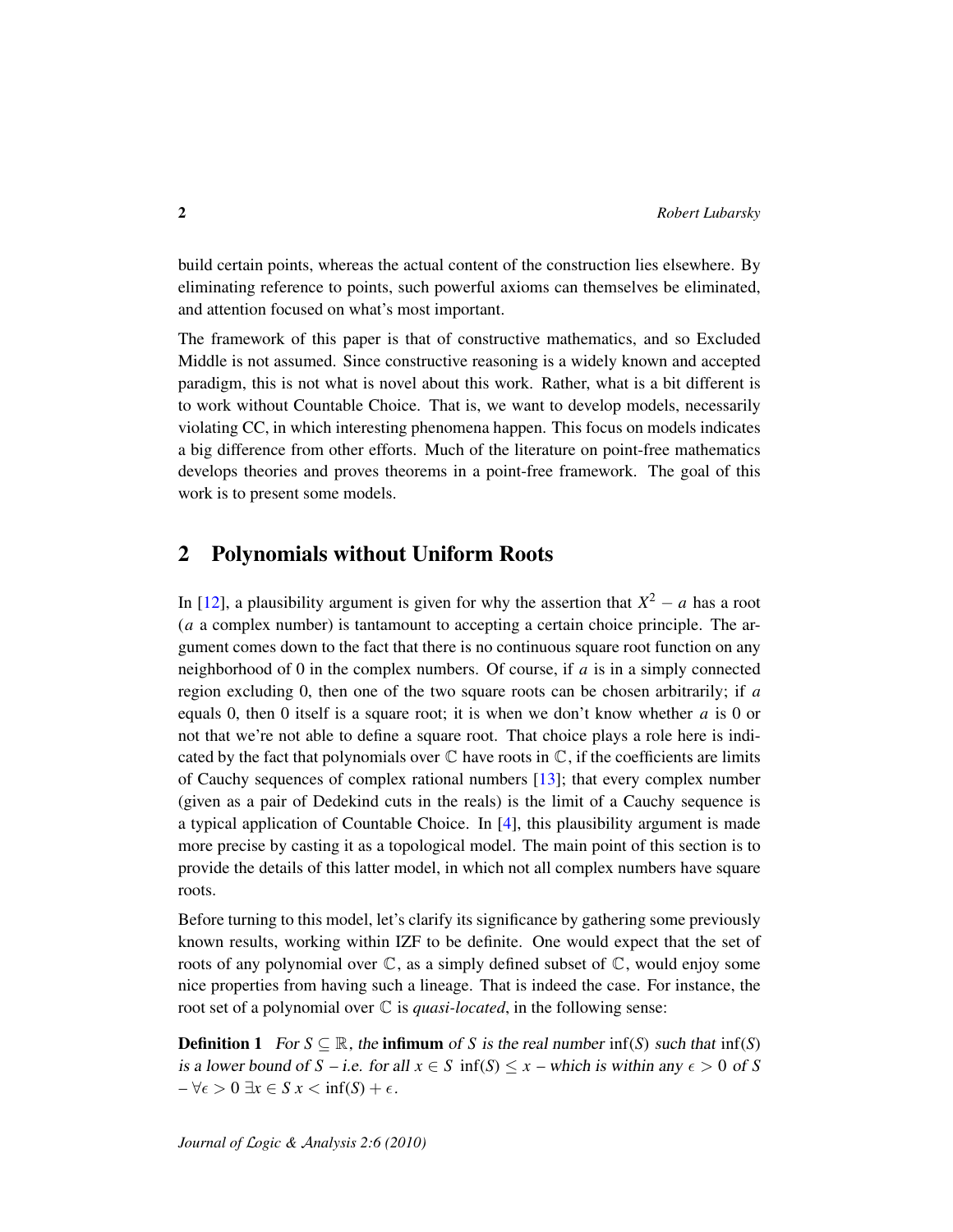build certain points, whereas the actual content of the construction lies elsewhere. By eliminating reference to points, such powerful axioms can themselves be eliminated, and attention focused on what's most important.

The framework of this paper is that of constructive mathematics, and so Excluded Middle is not assumed. Since constructive reasoning is a widely known and accepted paradigm, this is not what is novel about this work. Rather, what is a bit different is to work without Countable Choice. That is, we want to develop models, necessarily violating CC, in which interesting phenomena happen. This focus on models indicates a big difference from other efforts. Much of the literature on point-free mathematics develops theories and proves theorems in a point-free framework. The goal of this work is to present some models.

## 2 Polynomials without Uniform Roots

In [12], a plausibility argument is given for why the assertion that $X^2 - a$ has a root ($a$ a complex number) is tantamount to accepting a certain choice principle. The argument comes down to the fact that there is no continuous square root function on any neighborhood of 0 in the complex numbers. Of course, if $a$ is in a simply connected region excluding 0, then one of the two square roots can be chosen arbitrarily; if $a$ equals 0, then 0 itself is a square root; it is when we don't know whether $a$ is 0 or not that we're not able to define a square root. That choice plays a role here is indicated by the fact that polynomials over $\mathbb{C}$ have roots in $\mathbb{C}$, if the coefficients are limits of Cauchy sequences of complex rational numbers [13]; that every complex number (given as a pair of Dedekind cuts in the reals) is the limit of a Cauchy sequence is a typical application of Countable Choice. In [4], this plausibility argument is made more precise by casting it as a topological model. The main point of this section is to provide the details of this latter model, in which not all complex numbers have square roots.

Before turning to this model, let's clarify its significance by gathering some previously known results, working within IZF to be definite. One would expect that the set of roots of any polynomial over $\mathbb{C}$, as a simply defined subset of $\mathbb{C}$, would enjoy some nice properties from having such a lineage. That is indeed the case. For instance, the root set of a polynomial over $\mathbb{C}$ is *quasi-located*, in the following sense:

**Definition 1** *For $S \subseteq \mathbb{R}$, the* **infimum** *of $S$ is the real number $\inf(S)$ such that $\inf(S)$ is a lower bound of $S$ – i.e. for all $x \in S$ $\inf(S) \leq x$ – which is within any $\epsilon > 0$ of $S$ – $\forall \epsilon > 0\ \exists x \in S\ x < \inf(S) + \epsilon$.*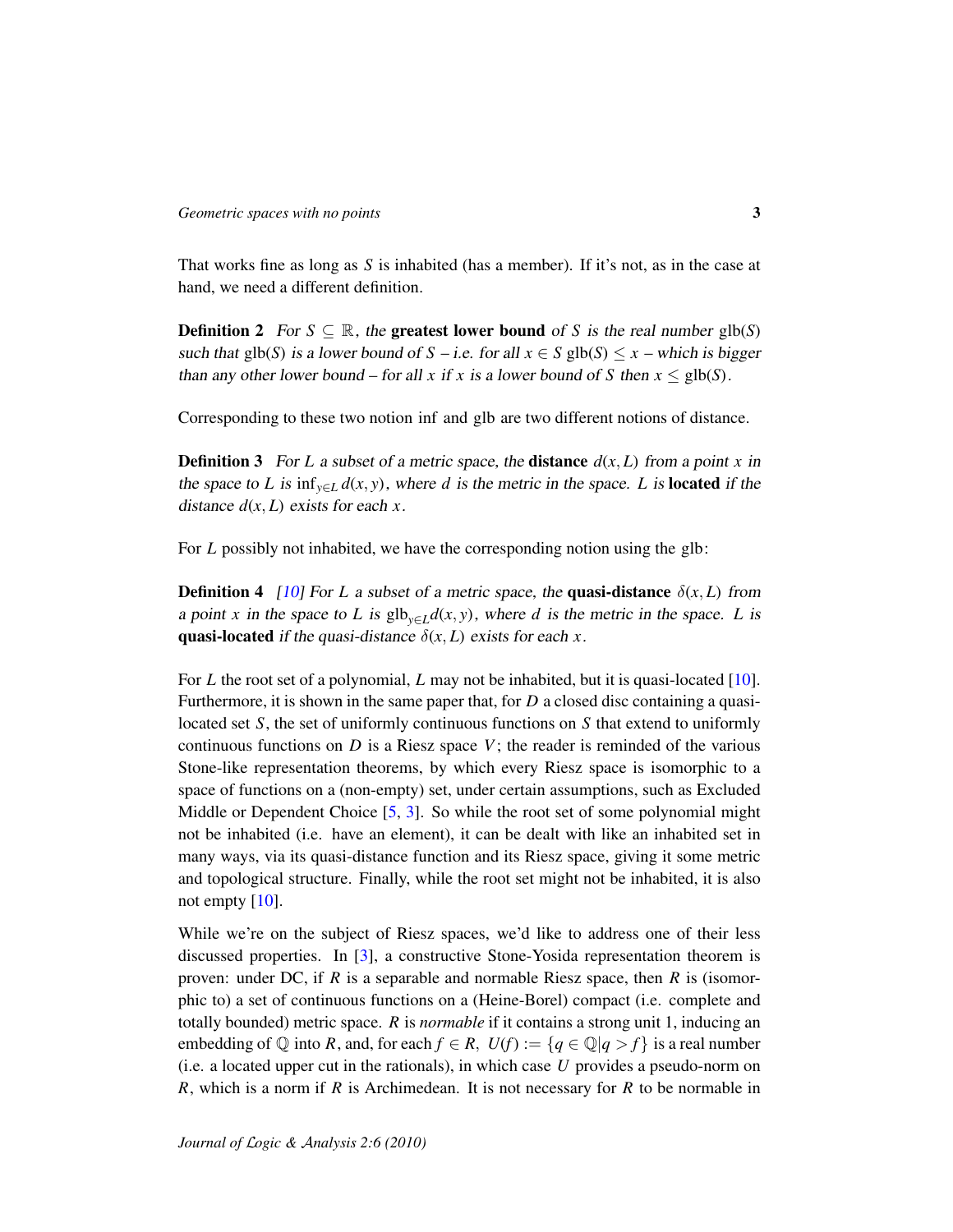That works fine as long as $S$ is inhabited (has a member). If it's not, as in the case at hand, we need a different definition.

**Definition 2** *For $S \subseteq \mathbb{R}$, the* **greatest lower bound** *of $S$ is the real number $\mathrm{glb}(S)$ such that $\mathrm{glb}(S)$ is a lower bound of $S$ – i.e. for all $x \in S$ $\mathrm{glb}(S) \leq x$ – which is bigger than any other lower bound – for all $x$ if $x$ is a lower bound of $S$ then $x \leq \mathrm{glb}(S)$.*

Corresponding to these two notion inf and glb are two different notions of distance.

**Definition 3** *For $L$ a subset of a metric space, the* **distance** *$d(x, L)$ from a point $x$ in the space to $L$ is $\inf_{y \in L} d(x, y)$, where $d$ is the metric in the space. $L$ is* **located** *if the distance $d(x, L)$ exists for each $x$.*

For $L$ possibly not inhabited, we have the corresponding notion using the glb:

**Definition 4** *[10] For $L$ a subset of a metric space, the* **quasi-distance** *$\delta(x, L)$ from a point $x$ in the space to $L$ is $\mathrm{glb}_{y \in L} d(x, y)$, where $d$ is the metric in the space. $L$ is* **quasi-located** *if the quasi-distance $\delta(x, L)$ exists for each $x$.*

For $L$ the root set of a polynomial, $L$ may not be inhabited, but it is quasi-located [10]. Furthermore, it is shown in the same paper that, for $D$ a closed disc containing a quasi-located set $S$, the set of uniformly continuous functions on $S$ that extend to uniformly continuous functions on $D$ is a Riesz space $V$; the reader is reminded of the various Stone-like representation theorems, by which every Riesz space is isomorphic to a space of functions on a (non-empty) set, under certain assumptions, such as Excluded Middle or Dependent Choice [5, 3]. So while the root set of some polynomial might not be inhabited (i.e. have an element), it can be dealt with like an inhabited set in many ways, via its quasi-distance function and its Riesz space, giving it some metric and topological structure. Finally, while the root set might not be inhabited, it is also not empty [10].

While we're on the subject of Riesz spaces, we'd like to address one of their less discussed properties. In [3], a constructive Stone-Yosida representation theorem is proven: under DC, if $R$ is a separable and normable Riesz space, then $R$ is (isomorphic to) a set of continuous functions on a (Heine-Borel) compact (i.e. complete and totally bounded) metric space. $R$ is *normable* if it contains a strong unit 1, inducing an embedding of $\mathbb{Q}$ into $R$, and, for each $f \in R$, $U(f) := \{q \in \mathbb{Q} | q > f\}$ is a real number (i.e. a located upper cut in the rationals), in which case $U$ provides a pseudo-norm on $R$, which is a norm if $R$ is Archimedean. It is not necessary for $R$ to be normable in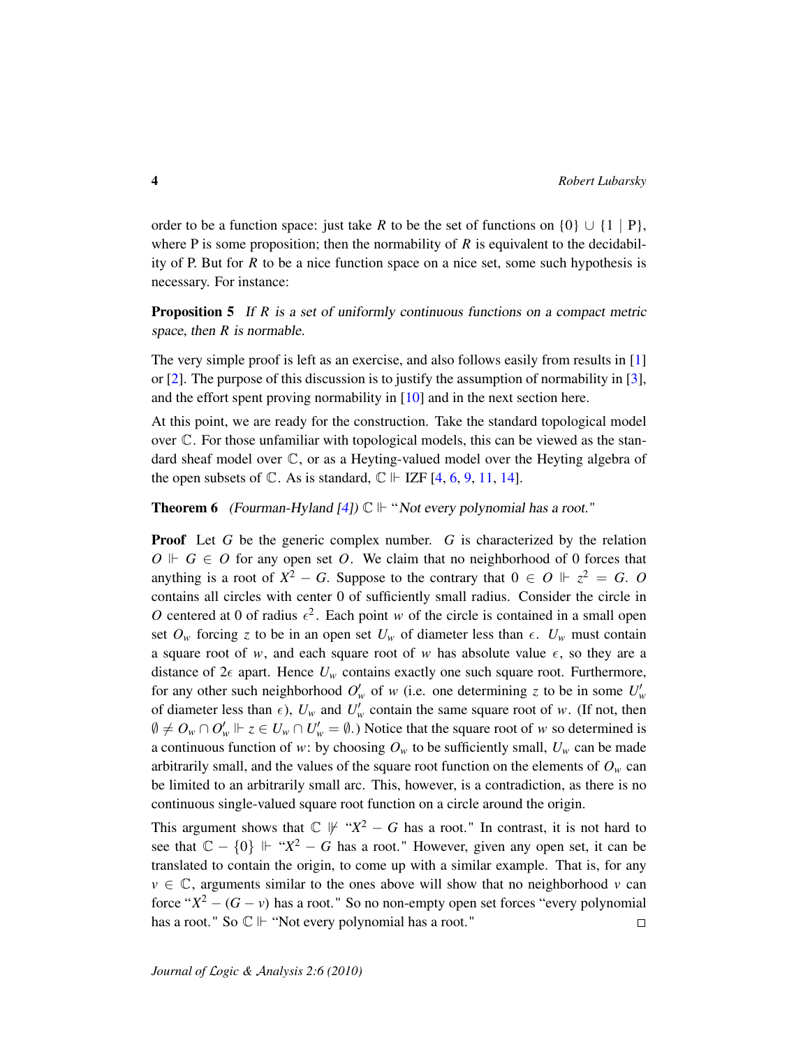order to be a function space: just take $R$ to be the set of functions on $\{0\} \cup \{1 \mid \mathrm{P}\}$, where P is some proposition; then the normability of $R$ is equivalent to the decidability of P. But for $R$ to be a nice function space on a nice set, some such hypothesis is necessary. For instance:

**Proposition 5** *If $R$ is a set of uniformly continuous functions on a compact metric space, then $R$ is normable.*

The very simple proof is left as an exercise, and also follows easily from results in [1] or [2]. The purpose of this discussion is to justify the assumption of normability in [3], and the effort spent proving normability in [10] and in the next section here.

At this point, we are ready for the construction. Take the standard topological model over $\mathbb{C}$. For those unfamiliar with topological models, this can be viewed as the standard sheaf model over $\mathbb{C}$, or as a Heyting-valued model over the Heyting algebra of the open subsets of $\mathbb{C}$. As is standard, $\mathbb{C} \Vdash$ IZF [4, 6, 9, 11, 14].

**Theorem 6** *(Fourman-Hyland [4]) $\mathbb{C} \Vdash$ "Not every polynomial has a root."*

**Proof** Let $G$ be the generic complex number. $G$ is characterized by the relation $O \Vdash G \in O$ for any open set $O$. We claim that no neighborhood of 0 forces that anything is a root of $X^2 - G$. Suppose to the contrary that $0 \in O \Vdash z^2 = G$. $O$ contains all circles with center 0 of sufficiently small radius. Consider the circle in $O$ centered at 0 of radius $\epsilon^2$. Each point $w$ of the circle is contained in a small open set $O_w$ forcing $z$ to be in an open set $U_w$ of diameter less than $\epsilon$. $U_w$ must contain a square root of $w$, and each square root of $w$ has absolute value $\epsilon$, so they are a distance of $2\epsilon$ apart. Hence $U_w$ contains exactly one such square root. Furthermore, for any other such neighborhood $O'_w$ of $w$ (i.e. one determining $z$ to be in some $U'_w$ of diameter less than $\epsilon$), $U_w$ and $U'_w$ contain the same square root of $w$. (If not, then $\emptyset \neq O_w \cap O'_w \Vdash z \in U_w \cap U'_w = \emptyset$.) Notice that the square root of $w$ so determined is a continuous function of $w$: by choosing $O_w$ to be sufficiently small, $U_w$ can be made arbitrarily small, and the values of the square root function on the elements of $O_w$ can be limited to an arbitrarily small arc. This, however, is a contradiction, as there is no continuous single-valued square root function on a circle around the origin.

This argument shows that $\mathbb{C} \not\Vdash$ "$X^2 - G$ has a root." In contrast, it is not hard to see that $\mathbb{C} - \{0\} \Vdash$ "$X^2 - G$ has a root." However, given any open set, it can be translated to contain the origin, to come up with a similar example. That is, for any $v \in \mathbb{C}$, arguments similar to the ones above will show that no neighborhood $v$ can force "$X^2 - (G - v)$ has a root." So no non-empty open set forces "every polynomial has a root." So $\mathbb{C} \Vdash$ "Not every polynomial has a root." $\square$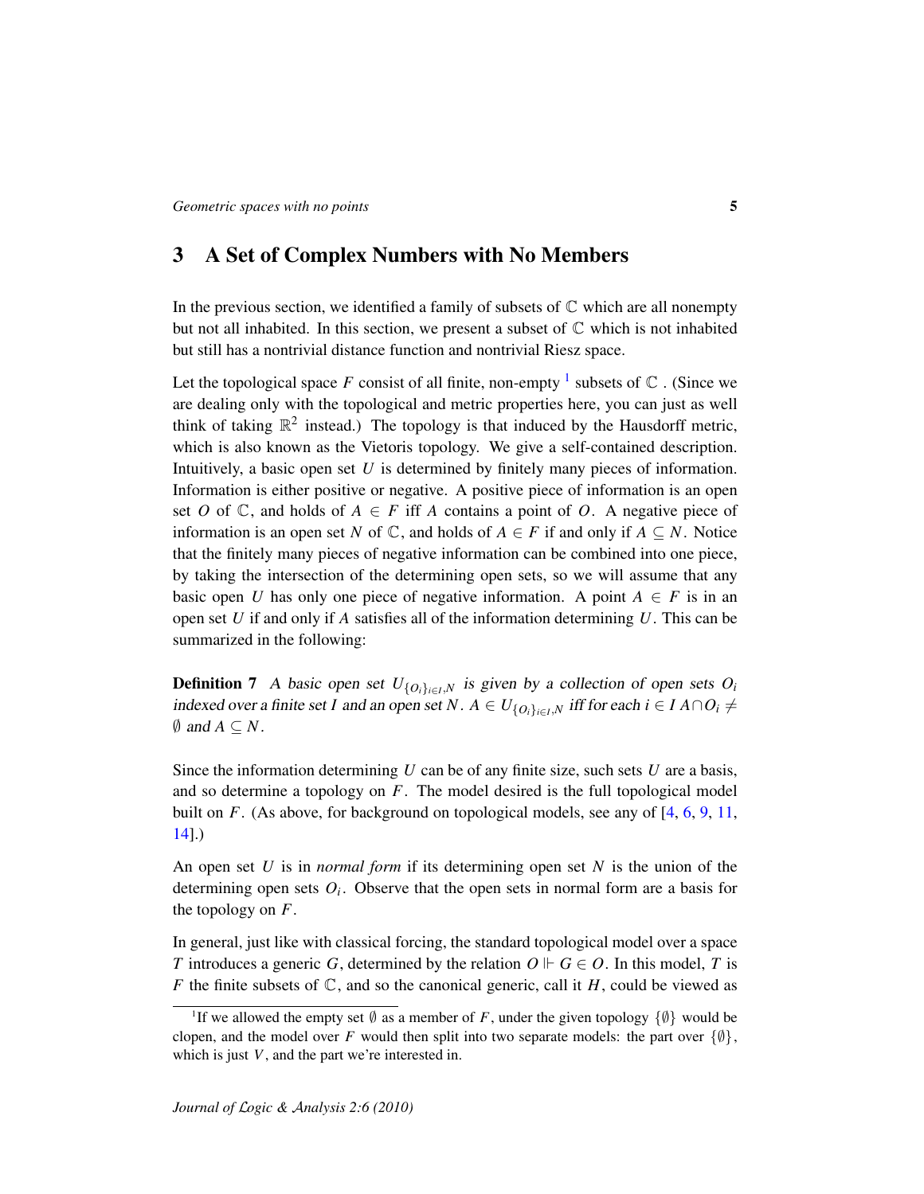## 3 A Set of Complex Numbers with No Members

In the previous section, we identified a family of subsets of $\mathbb{C}$ which are all nonempty but not all inhabited. In this section, we present a subset of $\mathbb{C}$ which is not inhabited but still has a nontrivial distance function and nontrivial Riesz space.

Let the topological space $F$ consist of all finite, non-empty [1] subsets of $\mathbb{C}$ . (Since we are dealing only with the topological and metric properties here, you can just as well think of taking $\mathbb{R}^2$ instead.) The topology is that induced by the Hausdorff metric, which is also known as the Vietoris topology. We give a self-contained description. Intuitively, a basic open set $U$ is determined by finitely many pieces of information. Information is either positive or negative. A positive piece of information is an open set $O$ of $\mathbb{C}$, and holds of $A \in F$ iff $A$ contains a point of $O$. A negative piece of information is an open set $N$ of $\mathbb{C}$, and holds of $A \in F$ if and only if $A \subseteq N$. Notice that the finitely many pieces of negative information can be combined into one piece, by taking the intersection of the determining open sets, so we will assume that any basic open $U$ has only one piece of negative information. A point $A \in F$ is in an open set $U$ if and only if $A$ satisfies all of the information determining $U$. This can be summarized in the following:

**Definition 7** *A basic open set $U_{\{O_i\}_{i \in I}, N}$ is given by a collection of open sets $O_i$ indexed over a finite set $I$ and an open set $N$. $A \in U_{\{O_i\}_{i \in I}, N}$ iff for each $i \in I$ $A \cap O_i \neq \emptyset$ and $A \subseteq N$.*

Since the information determining $U$ can be of any finite size, such sets $U$ are a basis, and so determine a topology on $F$. The model desired is the full topological model built on $F$. (As above, for background on topological models, see any of [4, 6, 9, 11, 14].)

An open set $U$ is in *normal form* if its determining open set $N$ is the union of the determining open sets $O_i$. Observe that the open sets in normal form are a basis for the topology on $F$.

In general, just like with classical forcing, the standard topological model over a space $T$ introduces a generic $G$, determined by the relation $O \Vdash G \in O$. In this model, $T$ is $F$ the finite subsets of $\mathbb{C}$, and so the canonical generic, call it $H$, could be viewed as

[1] If we allowed the empty set $\emptyset$ as a member of $F$, under the given topology $\{\emptyset\}$ would be clopen, and the model over $F$ would then split into two separate models: the part over $\{\emptyset\}$, which is just $V$, and the part we're interested in.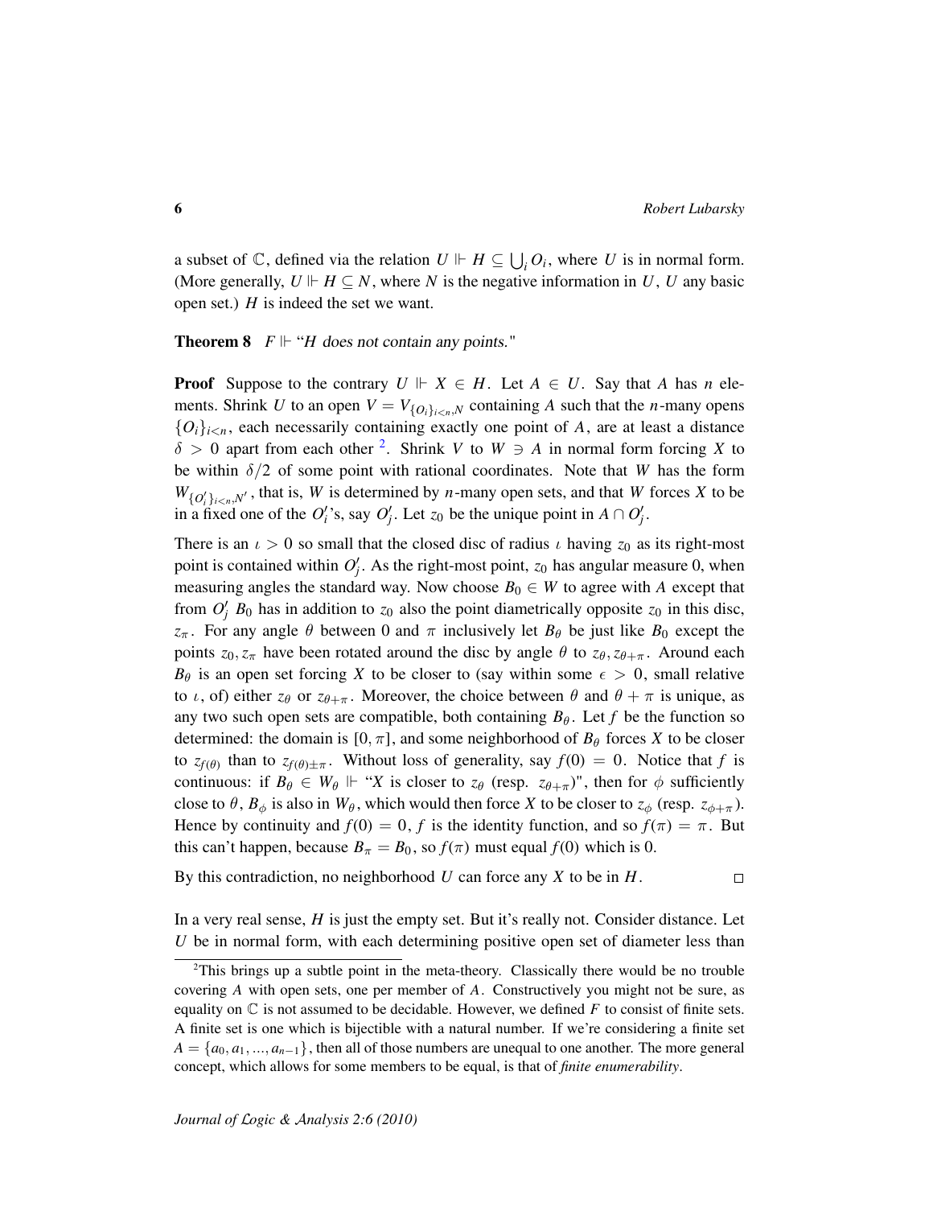a subset of $\mathbb{C}$, defined via the relation $U \Vdash H \subseteq \bigcup_i O_i$, where $U$ is in normal form. (More generally, $U \Vdash H \subseteq N$, where $N$ is the negative information in $U$, $U$ any basic open set.) $H$ is indeed the set we want.

**Theorem 8** $F \Vdash$ "*$H$ does not contain any points.*"

**Proof** Suppose to the contrary $U \Vdash X \in H$. Let $A \in U$. Say that $A$ has $n$ elements. Shrink $U$ to an open $V = V_{\{O_i\}_{i<n},N}$ containing $A$ such that the $n$-many opens $\{O_i\}_{i<n}$, each necessarily containing exactly one point of $A$, are at least a distance $\delta > 0$ apart from each other [2]. Shrink $V$ to $W \ni A$ in normal form forcing $X$ to be within $\delta/2$ of some point with rational coordinates. Note that $W$ has the form $W_{\{O'_i\}_{i<n},N'}$, that is, $W$ is determined by $n$-many open sets, and that $W$ forces $X$ to be in a fixed one of the $O'_i$'s, say $O'_j$. Let $z_0$ be the unique point in $A \cap O'_j$.

There is an $\iota > 0$ so small that the closed disc of radius $\iota$ having $z_0$ as its right-most point is contained within $O'_j$. As the right-most point, $z_0$ has angular measure 0, when measuring angles the standard way. Now choose $B_0 \in W$ to agree with $A$ except that from $O'_j$ $B_0$ has in addition to $z_0$ also the point diametrically opposite $z_0$ in this disc, $z_\pi$. For any angle $\theta$ between 0 and $\pi$ inclusively let $B_\theta$ be just like $B_0$ except the points $z_0, z_\pi$ have been rotated around the disc by angle $\theta$ to $z_\theta, z_{\theta+\pi}$. Around each $B_\theta$ is an open set forcing $X$ to be closer to (say within some $\epsilon > 0$, small relative to $\iota$, of) either $z_\theta$ or $z_{\theta+\pi}$. Moreover, the choice between $\theta$ and $\theta + \pi$ is unique, as any two such open sets are compatible, both containing $B_\theta$. Let $f$ be the function so determined: the domain is $[0, \pi]$, and some neighborhood of $B_\theta$ forces $X$ to be closer to $z_{f(\theta)}$ than to $z_{f(\theta)\pm\pi}$. Without loss of generality, say $f(0) = 0$. Notice that $f$ is continuous: if $B_\theta \in W_\theta \Vdash$ "$X$ is closer to $z_\theta$ (resp. $z_{\theta+\pi}$)", then for $\phi$ sufficiently close to $\theta$, $B_\phi$ is also in $W_\theta$, which would then force $X$ to be closer to $z_\phi$ (resp. $z_{\phi+\pi}$). Hence by continuity and $f(0) = 0$, $f$ is the identity function, and so $f(\pi) = \pi$. But this can't happen, because $B_\pi = B_0$, so $f(\pi)$ must equal $f(0)$ which is 0.

By this contradiction, no neighborhood $U$ can force any $X$ to be in $H$. $\square$

In a very real sense, $H$ is just the empty set. But it's really not. Consider distance. Let $U$ be in normal form, with each determining positive open set of diameter less than

[2] This brings up a subtle point in the meta-theory. Classically there would be no trouble covering $A$ with open sets, one per member of $A$. Constructively you might not be sure, as equality on $\mathbb{C}$ is not assumed to be decidable. However, we defined $F$ to consist of finite sets. A finite set is one which is bijectible with a natural number. If we're considering a finite set $A = \{a_0, a_1, ..., a_{n-1}\}$, then all of those numbers are unequal to one another. The more general concept, which allows for some members to be equal, is that of *finite enumerability*.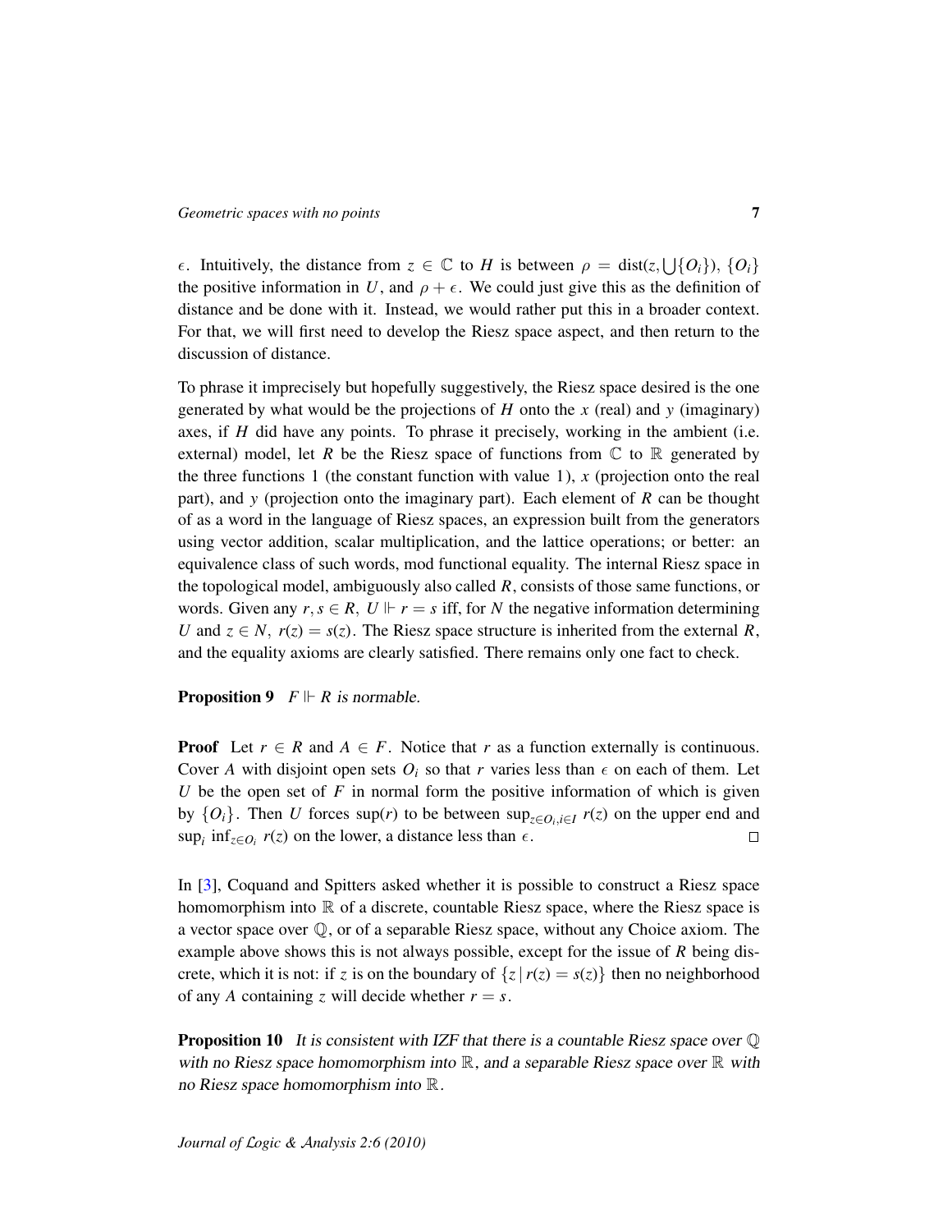$\epsilon$. Intuitively, the distance from $z \in \mathbb{C}$ to $H$ is between $\rho = \text{dist}(z, \bigcup\{O_i\})$, $\{O_i\}$ the positive information in $U$, and $\rho + \epsilon$. We could just give this as the definition of distance and be done with it. Instead, we would rather put this in a broader context. For that, we will first need to develop the Riesz space aspect, and then return to the discussion of distance.

To phrase it imprecisely but hopefully suggestively, the Riesz space desired is the one generated by what would be the projections of $H$ onto the $x$ (real) and $y$ (imaginary) axes, if $H$ did have any points. To phrase it precisely, working in the ambient (i.e. external) model, let $R$ be the Riesz space of functions from $\mathbb{C}$ to $\mathbb{R}$ generated by the three functions 1 (the constant function with value 1), $x$ (projection onto the real part), and $y$ (projection onto the imaginary part). Each element of $R$ can be thought of as a word in the language of Riesz spaces, an expression built from the generators using vector addition, scalar multiplication, and the lattice operations; or better: an equivalence class of such words, mod functional equality. The internal Riesz space in the topological model, ambiguously also called $R$, consists of those same functions, or words. Given any $r, s \in R$, $U \Vdash r = s$ iff, for $N$ the negative information determining $U$ and $z \in N$, $r(z) = s(z)$. The Riesz space structure is inherited from the external $R$, and the equality axioms are clearly satisfied. There remains only one fact to check.

**Proposition 9** *$F \Vdash R$ is normable.*

**Proof** Let $r \in R$ and $A \in F$. Notice that $r$ as a function externally is continuous. Cover $A$ with disjoint open sets $O_i$ so that $r$ varies less than $\epsilon$ on each of them. Let $U$ be the open set of $F$ in normal form the positive information of which is given by $\{O_i\}$. Then $U$ forces $\sup(r)$ to be between $\sup_{z \in O_i, i \in I} r(z)$ on the upper end and $\sup_i \inf_{z \in O_i} r(z)$ on the lower, a distance less than $\epsilon$. $\square$

In [3], Coquand and Spitters asked whether it is possible to construct a Riesz space homomorphism into $\mathbb{R}$ of a discrete, countable Riesz space, where the Riesz space is a vector space over $\mathbb{Q}$, or of a separable Riesz space, without any Choice axiom. The example above shows this is not always possible, except for the issue of $R$ being discrete, which it is not: if $z$ is on the boundary of $\{z \mid r(z) = s(z)\}$ then no neighborhood of any $A$ containing $z$ will decide whether $r = s$.

**Proposition 10** *It is consistent with IZF that there is a countable Riesz space over $\mathbb{Q}$ with no Riesz space homomorphism into $\mathbb{R}$, and a separable Riesz space over $\mathbb{R}$ with no Riesz space homomorphism into $\mathbb{R}$.*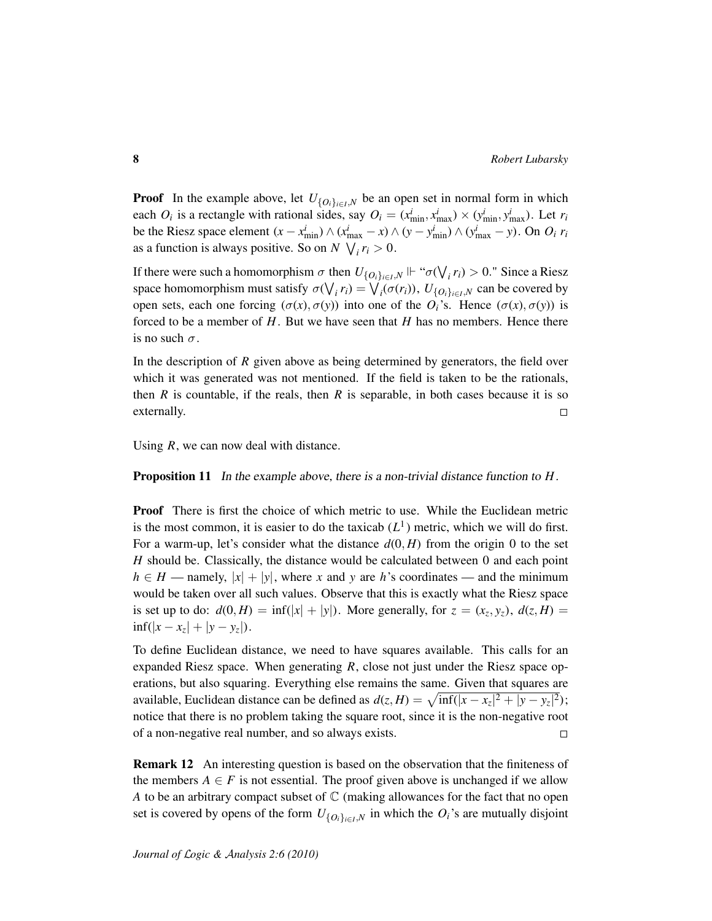**Proof** In the example above, let $U_{\{O_i\}_{i\in I},N}$ be an open set in normal form in which each $O_i$ is a rectangle with rational sides, say $O_i = (x^i_{\min}, x^i_{\max}) \times (y^i_{\min}, y^i_{\max})$. Let $r_i$ be the Riesz space element $(x - x^i_{\min}) \wedge (x^i_{\max} - x) \wedge (y - y^i_{\min}) \wedge (y^i_{\max} - y)$. On $O_i$ $r_i$ as a function is always positive. So on $N$ $\bigvee_i r_i > 0$.

If there were such a homomorphism $\sigma$ then $U_{\{O_i\}_{i\in I},N} \Vdash$ "$\sigma(\bigvee_i r_i) > 0$." Since a Riesz space homomorphism must satisfy $\sigma(\bigvee_i r_i) = \bigvee_i(\sigma(r_i))$, $U_{\{O_i\}_{i\in I},N}$ can be covered by open sets, each one forcing $(\sigma(x), \sigma(y))$ into one of the $O_i$'s. Hence $(\sigma(x), \sigma(y))$ is forced to be a member of $H$. But we have seen that $H$ has no members. Hence there is no such $\sigma$.

In the description of $R$ given above as being determined by generators, the field over which it was generated was not mentioned. If the field is taken to be the rationals, then $R$ is countable, if the reals, then $R$ is separable, in both cases because it is so externally. □

Using $R$, we can now deal with distance.

**Proposition 11** *In the example above, there is a non-trivial distance function to $H$.*

**Proof** There is first the choice of which metric to use. While the Euclidean metric is the most common, it is easier to do the taxicab ($L^1$) metric, which we will do first. For a warm-up, let's consider what the distance $d(0, H)$ from the origin 0 to the set $H$ should be. Classically, the distance would be calculated between 0 and each point $h \in H$ — namely, $|x| + |y|$, where $x$ and $y$ are $h$'s coordinates — and the minimum would be taken over all such values. Observe that this is exactly what the Riesz space is set up to do: $d(0, H) = \inf(|x| + |y|)$. More generally, for $z = (x_z, y_z)$, $d(z, H) = \inf(|x - x_z| + |y - y_z|)$.

To define Euclidean distance, we need to have squares available. This calls for an expanded Riesz space. When generating $R$, close not just under the Riesz space operations, but also squaring. Everything else remains the same. Given that squares are available, Euclidean distance can be defined as $d(z, H) = \sqrt{\inf(|x - x_z|^2 + |y - y_z|^2)}$; notice that there is no problem taking the square root, since it is the non-negative root of a non-negative real number, and so always exists. □

**Remark 12** An interesting question is based on the observation that the finiteness of the members $A \in F$ is not essential. The proof given above is unchanged if we allow $A$ to be an arbitrary compact subset of $\mathbb{C}$ (making allowances for the fact that no open set is covered by opens of the form $U_{\{O_i\}_{i\in I},N}$ in which the $O_i$'s are mutually disjoint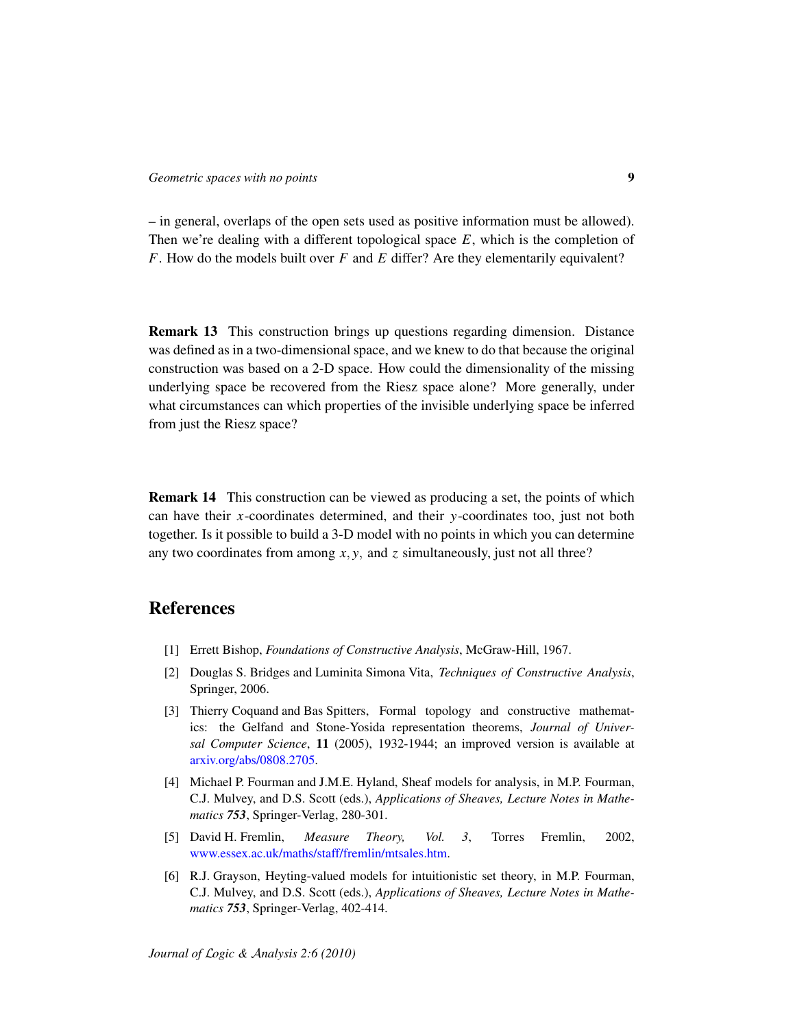– in general, overlaps of the open sets used as positive information must be allowed). Then we're dealing with a different topological space $E$, which is the completion of $F$. How do the models built over $F$ and $E$ differ? Are they elementarily equivalent?

**Remark 13** This construction brings up questions regarding dimension. Distance was defined as in a two-dimensional space, and we knew to do that because the original construction was based on a 2-D space. How could the dimensionality of the missing underlying space be recovered from the Riesz space alone? More generally, under what circumstances can which properties of the invisible underlying space be inferred from just the Riesz space?

**Remark 14** This construction can be viewed as producing a set, the points of which can have their $x$-coordinates determined, and their $y$-coordinates too, just not both together. Is it possible to build a 3-D model with no points in which you can determine any two coordinates from among $x, y,$ and $z$ simultaneously, just not all three?

## References

[1] Errett Bishop, *Foundations of Constructive Analysis*, McGraw-Hill, 1967.

[2] Douglas S. Bridges and Luminita Simona Vita, *Techniques of Constructive Analysis*, Springer, 2006.

[3] Thierry Coquand and Bas Spitters, Formal topology and constructive mathematics: the Gelfand and Stone-Yosida representation theorems, *Journal of Universal Computer Science*, **11** (2005), 1932-1944; an improved version is available at arxiv.org/abs/0808.2705.

[4] Michael P. Fourman and J.M.E. Hyland, Sheaf models for analysis, in M.P. Fourman, C.J. Mulvey, and D.S. Scott (eds.), *Applications of Sheaves, Lecture Notes in Mathematics* ***753***, Springer-Verlag, 280-301.

[5] David H. Fremlin, *Measure Theory, Vol. 3*, Torres Fremlin, 2002, www.essex.ac.uk/maths/staff/fremlin/mtsales.htm.

[6] R.J. Grayson, Heyting-valued models for intuitionistic set theory, in M.P. Fourman, C.J. Mulvey, and D.S. Scott (eds.), *Applications of Sheaves, Lecture Notes in Mathematics* ***753***, Springer-Verlag, 402-414.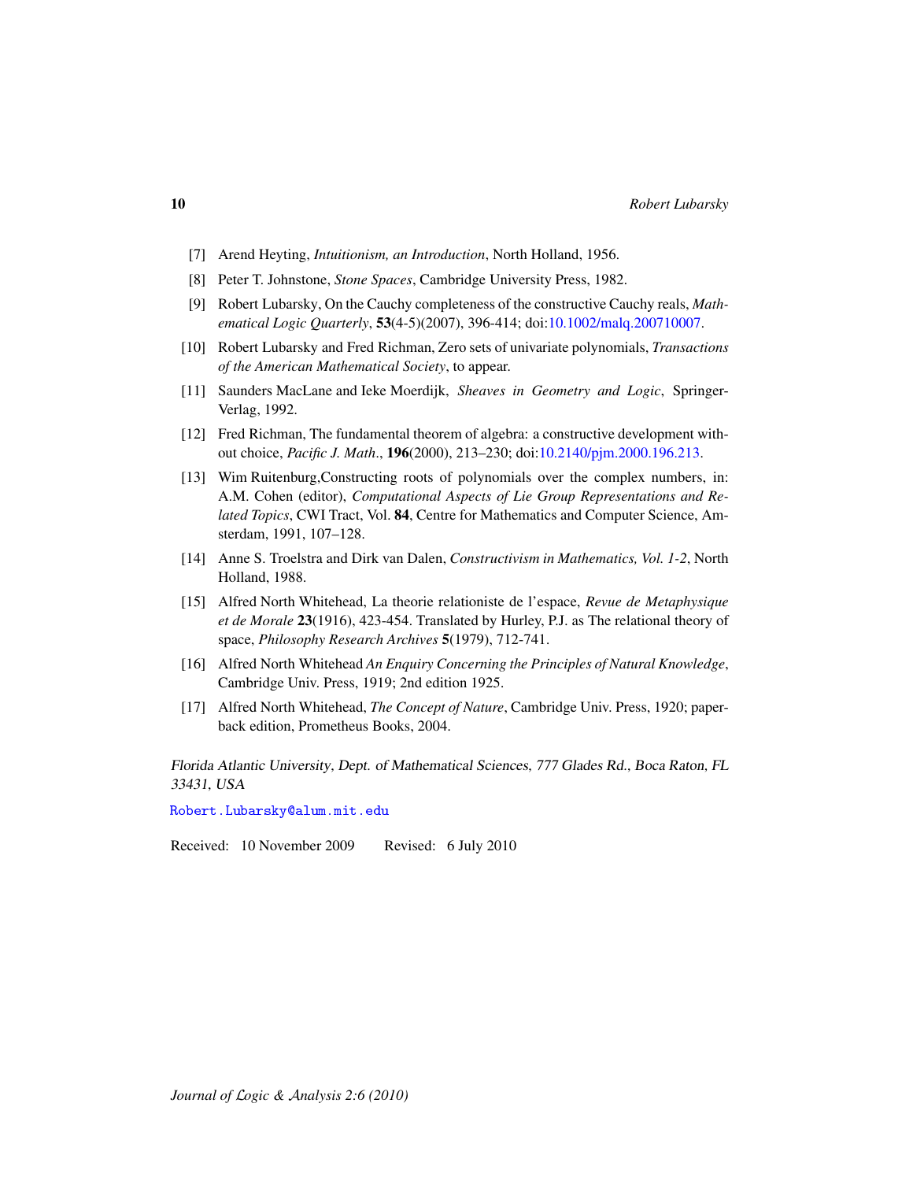[7] Arend Heyting, *Intuitionism, an Introduction*, North Holland, 1956.

[8] Peter T. Johnstone, *Stone Spaces*, Cambridge University Press, 1982.

[9] Robert Lubarsky, On the Cauchy completeness of the constructive Cauchy reals, *Mathematical Logic Quarterly*, **53**(4-5)(2007), 396-414; doi:10.1002/malq.200710007.

[10] Robert Lubarsky and Fred Richman, Zero sets of univariate polynomials, *Transactions of the American Mathematical Society*, to appear.

[11] Saunders MacLane and Ieke Moerdijk, *Sheaves in Geometry and Logic*, Springer-Verlag, 1992.

[12] Fred Richman, The fundamental theorem of algebra: a constructive development without choice, *Pacific J. Math.*, **196**(2000), 213–230; doi:10.2140/pjm.2000.196.213.

[13] Wim Ruitenburg,Constructing roots of polynomials over the complex numbers, in: A.M. Cohen (editor), *Computational Aspects of Lie Group Representations and Related Topics*, CWI Tract, Vol. **84**, Centre for Mathematics and Computer Science, Amsterdam, 1991, 107–128.

[14] Anne S. Troelstra and Dirk van Dalen, *Constructivism in Mathematics, Vol. 1-2*, North Holland, 1988.

[15] Alfred North Whitehead, La theorie relationiste de l'espace, *Revue de Metaphysique et de Morale* **23**(1916), 423-454. Translated by Hurley, P.J. as The relational theory of space, *Philosophy Research Archives* **5**(1979), 712-741.

[16] Alfred North Whitehead *An Enquiry Concerning the Principles of Natural Knowledge*, Cambridge Univ. Press, 1919; 2nd edition 1925.

[17] Alfred North Whitehead, *The Concept of Nature*, Cambridge Univ. Press, 1920; paperback edition, Prometheus Books, 2004.

*Florida Atlantic University, Dept. of Mathematical Sciences, 777 Glades Rd., Boca Raton, FL 33431, USA*

Robert.Lubarsky@alum.mit.edu

Received: 10 November 2009 Revised: 6 July 2010